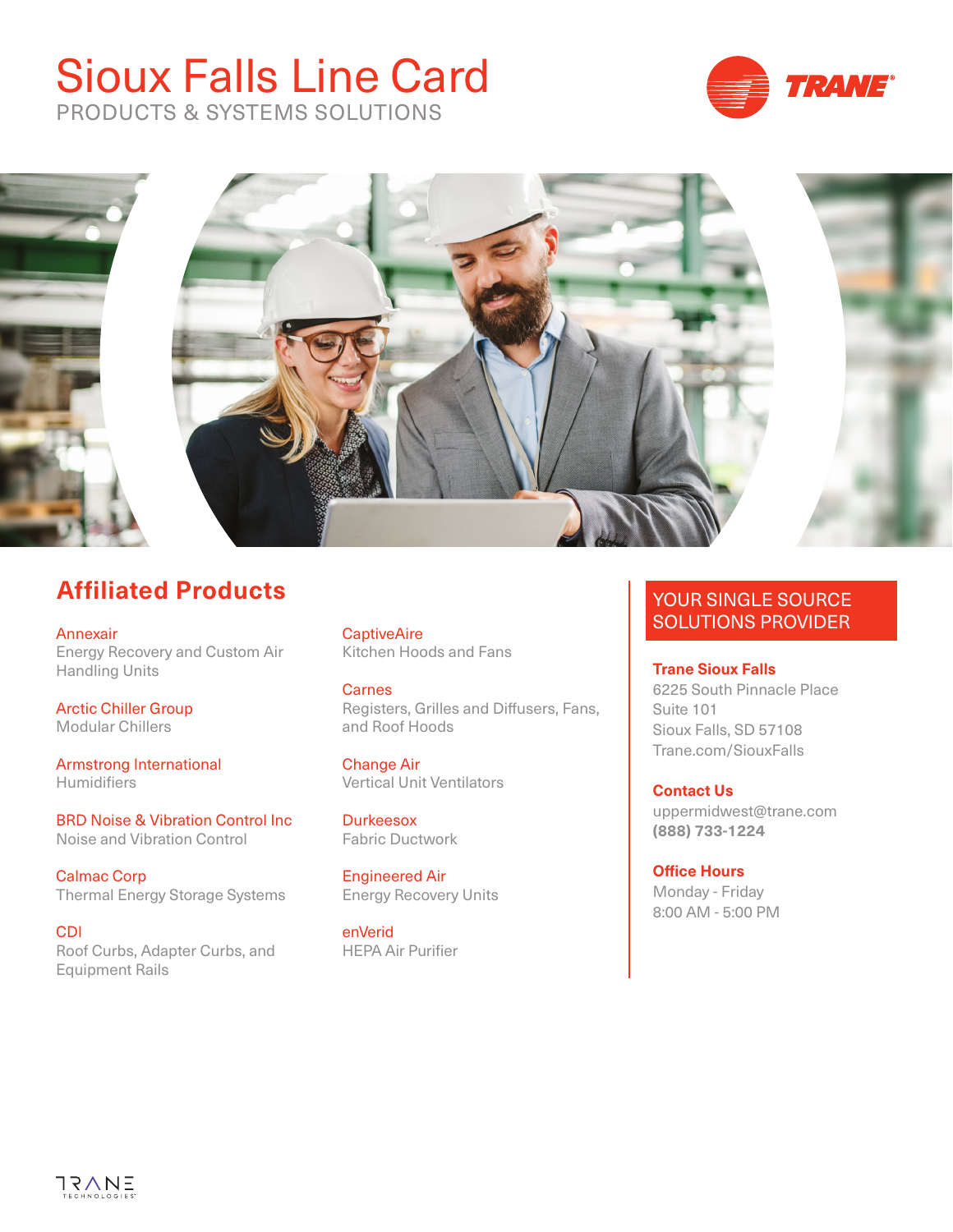# Sioux Falls Line Card

PRODUCTS & SYSTEMS SOLUTIONS

## Affiliated Products

**Annexair**
Energy Recovery and Custom Air Handling Units

**Arctic Chiller Group**
Modular Chillers

**Armstrong International**
Humidifiers

**BRD Noise & Vibration Control Inc**
Noise and Vibration Control

**Calmac Corp**
Thermal Energy Storage Systems

**CDI**
Roof Curbs, Adapter Curbs, and Equipment Rails

**CaptiveAire**
Kitchen Hoods and Fans

**Carnes**
Registers, Grilles and Diffusers, Fans, and Roof Hoods

**Change Air**
Vertical Unit Ventilators

**Durkeesox**
Fabric Ductwork

**Engineered Air**
Energy Recovery Units

**enVerid**
HEPA Air Purifier

## YOUR SINGLE SOURCE SOLUTIONS PROVIDER

**Trane Sioux Falls**
6225 South Pinnacle Place
Suite 101
Sioux Falls, SD 57108
Trane.com/SiouxFalls

**Contact Us**
uppermidwest@trane.com
**(888) 733-1224**

**Office Hours**
Monday - Friday
8:00 AM - 5:00 PM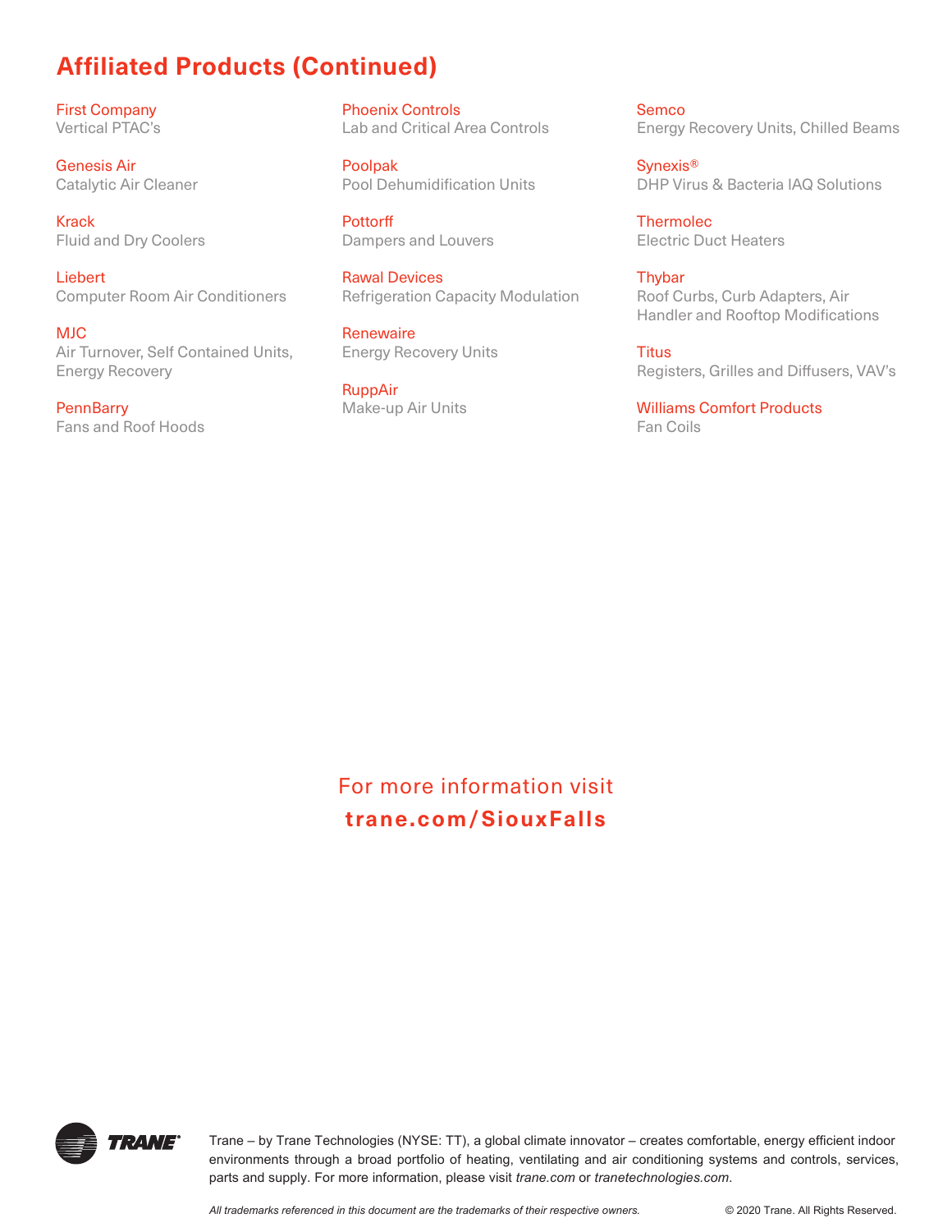## Affiliated Products (Continued)

**First Company**
Vertical PTAC's

**Genesis Air**
Catalytic Air Cleaner

**Krack**
Fluid and Dry Coolers

**Liebert**
Computer Room Air Conditioners

**MJC**
Air Turnover, Self Contained Units, Energy Recovery

**PennBarry**
Fans and Roof Hoods

**Phoenix Controls**
Lab and Critical Area Controls

**Poolpak**
Pool Dehumidification Units

**Pottorff**
Dampers and Louvers

**Rawal Devices**
Refrigeration Capacity Modulation

**Renewaire**
Energy Recovery Units

**RuppAir**
Make-up Air Units

**Semco**
Energy Recovery Units, Chilled Beams

**Synexis®**
DHP Virus & Bacteria IAQ Solutions

**Thermolec**
Electric Duct Heaters

**Thybar**
Roof Curbs, Curb Adapters, Air Handler and Rooftop Modifications

**Titus**
Registers, Grilles and Diffusers, VAV's

**Williams Comfort Products**
Fan Coils

For more information visit
**trane.com/SiouxFalls**

TRANE

Trane – by Trane Technologies (NYSE: TT), a global climate innovator – creates comfortable, energy efficient indoor environments through a broad portfolio of heating, ventilating and air conditioning systems and controls, services, parts and supply. For more information, please visit *trane.com* or *tranetechnologies.com*.

*All trademarks referenced in this document are the trademarks of their respective owners.*

© 2020 Trane. All Rights Reserved.